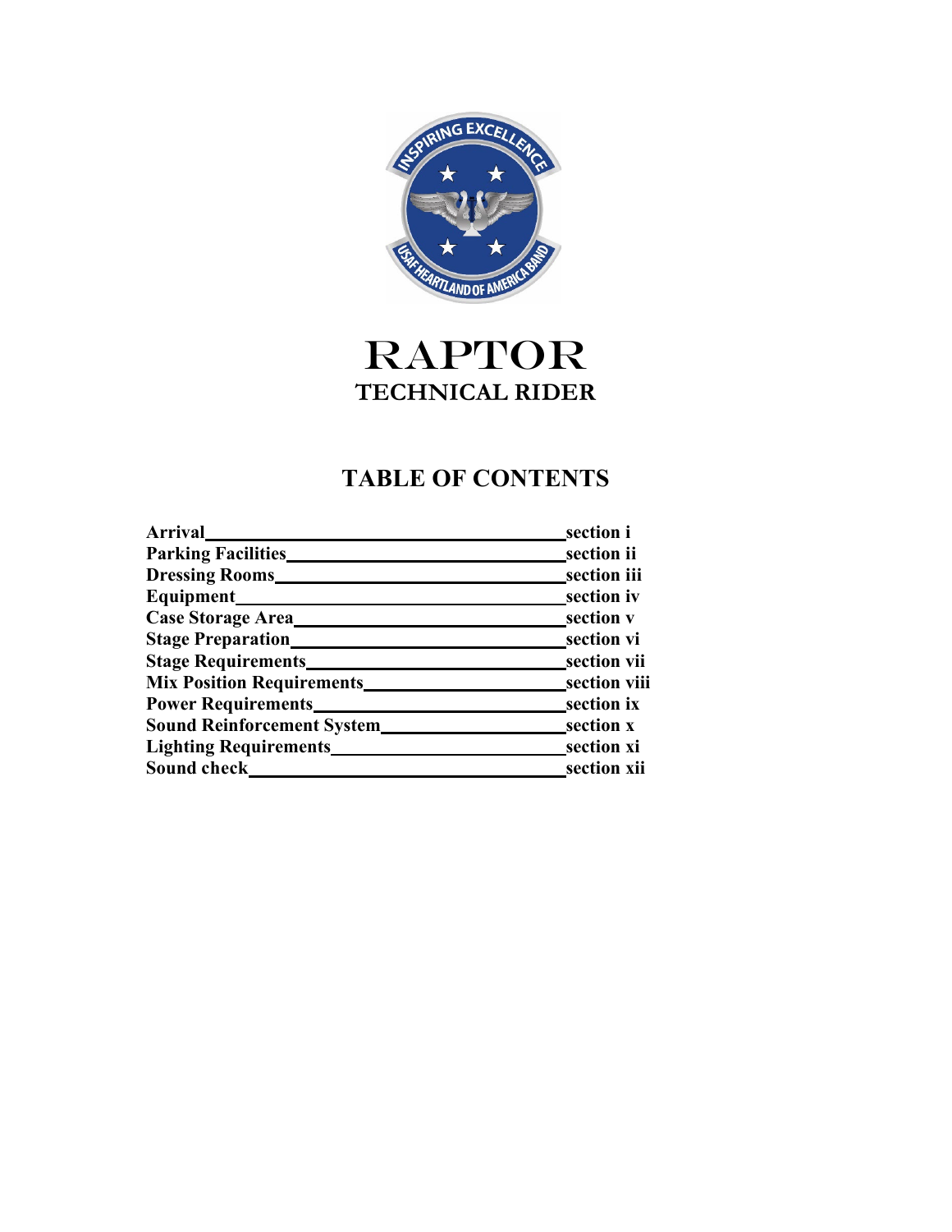# RAPTOR

## TECHNICAL RIDER

## TABLE OF CONTENTS

| | |
|---|---|
| **Arrival** | **section i** |
| **Parking Facilities** | **section ii** |
| **Dressing Rooms** | **section iii** |
| **Equipment** | **section iv** |
| **Case Storage Area** | **section v** |
| **Stage Preparation** | **section vi** |
| **Stage Requirements** | **section vii** |
| **Mix Position Requirements** | **section viii** |
| **Power Requirements** | **section ix** |
| **Sound Reinforcement System** | **section x** |
| **Lighting Requirements** | **section xi** |
| **Sound check** | **section xii** |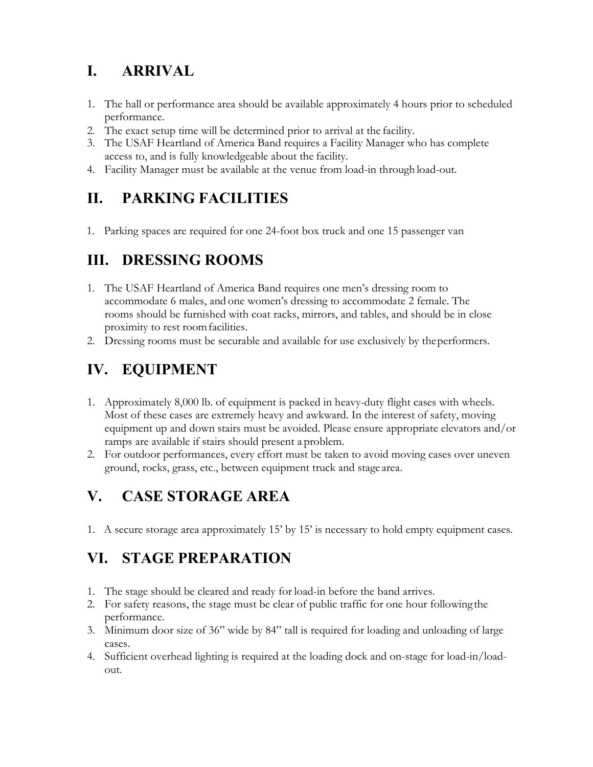## I. ARRIVAL

1. The hall or performance area should be available approximately 4 hours prior to scheduled performance.
2. The exact setup time will be determined prior to arrival at the facility.
3. The USAF Heartland of America Band requires a Facility Manager who has complete access to, and is fully knowledgeable about the facility.
4. Facility Manager must be available at the venue from load-in through load-out.

## II. PARKING FACILITIES

1. Parking spaces are required for one 24-foot box truck and one 15 passenger van

## III. DRESSING ROOMS

1. The USAF Heartland of America Band requires one men's dressing room to accommodate 6 males, and one women's dressing to accommodate 2 female. The rooms should be furnished with coat racks, mirrors, and tables, and should be in close proximity to rest room facilities.
2. Dressing rooms must be securable and available for use exclusively by the performers.

## IV. EQUIPMENT

1. Approximately 8,000 lb. of equipment is packed in heavy-duty flight cases with wheels. Most of these cases are extremely heavy and awkward. In the interest of safety, moving equipment up and down stairs must be avoided. Please ensure appropriate elevators and/or ramps are available if stairs should present a problem.
2. For outdoor performances, every effort must be taken to avoid moving cases over uneven ground, rocks, grass, etc., between equipment truck and stage area.

## V. CASE STORAGE AREA

1. A secure storage area approximately 15' by 15' is necessary to hold empty equipment cases.

## VI. STAGE PREPARATION

1. The stage should be cleared and ready for load-in before the band arrives.
2. For safety reasons, the stage must be clear of public traffic for one hour following the performance.
3. Minimum door size of 36" wide by 84" tall is required for loading and unloading of large cases.
4. Sufficient overhead lighting is required at the loading dock and on-stage for load-in/load-out.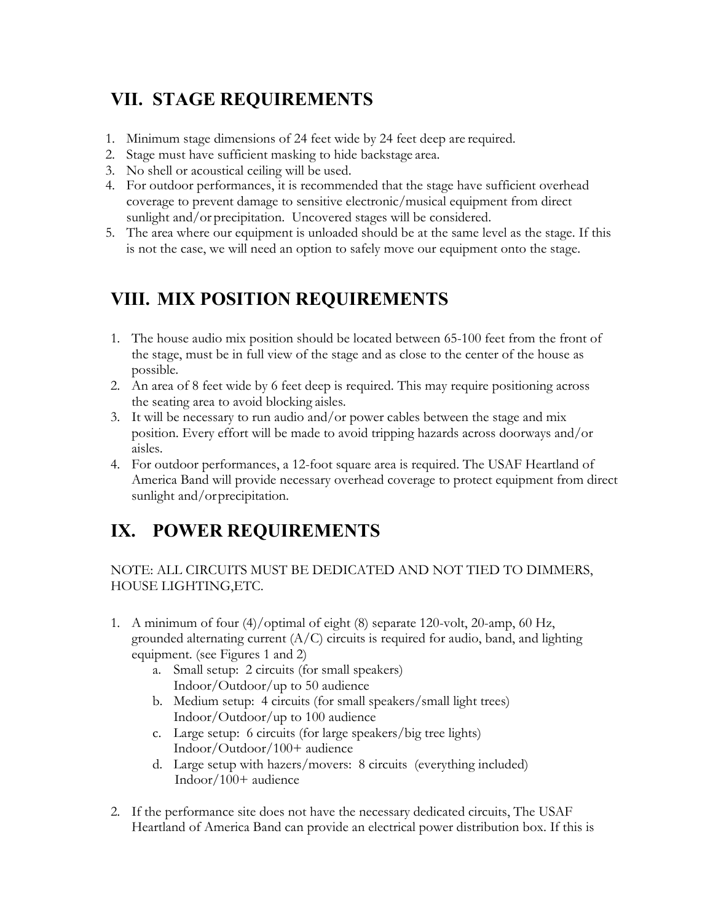## VII. STAGE REQUIREMENTS

1. Minimum stage dimensions of 24 feet wide by 24 feet deep are required.
2. Stage must have sufficient masking to hide backstage area.
3. No shell or acoustical ceiling will be used.
4. For outdoor performances, it is recommended that the stage have sufficient overhead coverage to prevent damage to sensitive electronic/musical equipment from direct sunlight and/or precipitation. Uncovered stages will be considered.
5. The area where our equipment is unloaded should be at the same level as the stage. If this is not the case, we will need an option to safely move our equipment onto the stage.

## VIII. MIX POSITION REQUIREMENTS

1. The house audio mix position should be located between 65-100 feet from the front of the stage, must be in full view of the stage and as close to the center of the house as possible.
2. An area of 8 feet wide by 6 feet deep is required. This may require positioning across the seating area to avoid blocking aisles.
3. It will be necessary to run audio and/or power cables between the stage and mix position. Every effort will be made to avoid tripping hazards across doorways and/or aisles.
4. For outdoor performances, a 12-foot square area is required. The USAF Heartland of America Band will provide necessary overhead coverage to protect equipment from direct sunlight and/or precipitation.

## IX. POWER REQUIREMENTS

NOTE: ALL CIRCUITS MUST BE DEDICATED AND NOT TIED TO DIMMERS, HOUSE LIGHTING,ETC.

1. A minimum of four (4)/optimal of eight (8) separate 120-volt, 20-amp, 60 Hz, grounded alternating current (A/C) circuits is required for audio, band, and lighting equipment. (see Figures 1 and 2)
   a. Small setup: 2 circuits (for small speakers)
      Indoor/Outdoor/up to 50 audience
   b. Medium setup: 4 circuits (for small speakers/small light trees)
      Indoor/Outdoor/up to 100 audience
   c. Large setup: 6 circuits (for large speakers/big tree lights)
      Indoor/Outdoor/100+ audience
   d. Large setup with hazers/movers: 8 circuits (everything included)
      Indoor/100+ audience

2. If the performance site does not have the necessary dedicated circuits, The USAF Heartland of America Band can provide an electrical power distribution box. If this is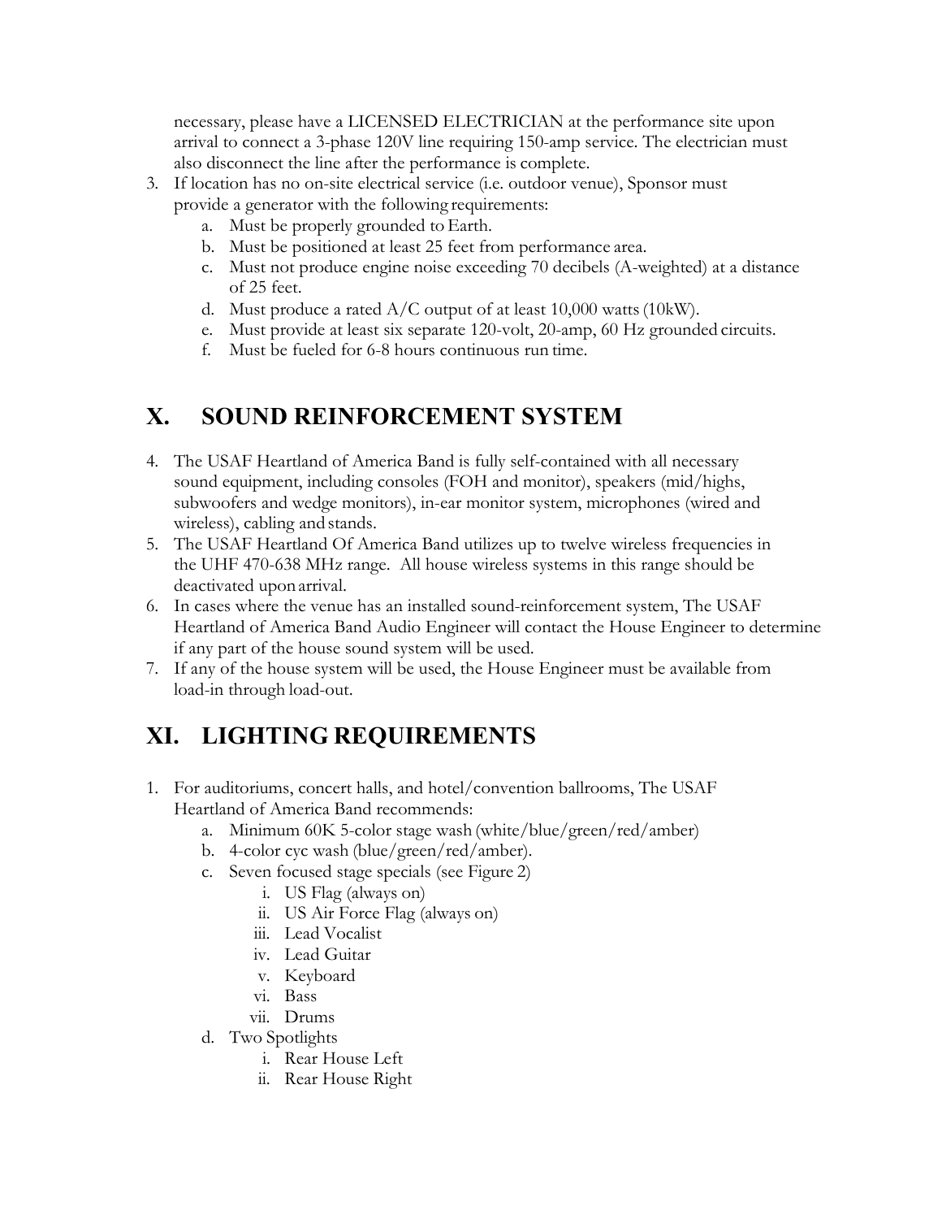necessary, please have a LICENSED ELECTRICIAN at the performance site upon arrival to connect a 3-phase 120V line requiring 150-amp service. The electrician must also disconnect the line after the performance is complete.

3. If location has no on-site electrical service (i.e. outdoor venue), Sponsor must provide a generator with the following requirements:
    a. Must be properly grounded to Earth.
    b. Must be positioned at least 25 feet from performance area.
    c. Must not produce engine noise exceeding 70 decibels (A-weighted) at a distance of 25 feet.
    d. Must produce a rated A/C output of at least 10,000 watts (10kW).
    e. Must provide at least six separate 120-volt, 20-amp, 60 Hz grounded circuits.
    f. Must be fueled for 6-8 hours continuous run time.

# X. SOUND REINFORCEMENT SYSTEM

4. The USAF Heartland of America Band is fully self-contained with all necessary sound equipment, including consoles (FOH and monitor), speakers (mid/highs, subwoofers and wedge monitors), in-ear monitor system, microphones (wired and wireless), cabling and stands.
5. The USAF Heartland Of America Band utilizes up to twelve wireless frequencies in the UHF 470-638 MHz range. All house wireless systems in this range should be deactivated upon arrival.
6. In cases where the venue has an installed sound-reinforcement system, The USAF Heartland of America Band Audio Engineer will contact the House Engineer to determine if any part of the house sound system will be used.
7. If any of the house system will be used, the House Engineer must be available from load-in through load-out.

# XI. LIGHTING REQUIREMENTS

1. For auditoriums, concert halls, and hotel/convention ballrooms, The USAF Heartland of America Band recommends:
    a. Minimum 60K 5-color stage wash (white/blue/green/red/amber)
    b. 4-color cyc wash (blue/green/red/amber).
    c. Seven focused stage specials (see Figure 2)
        i. US Flag (always on)
        ii. US Air Force Flag (always on)
        iii. Lead Vocalist
        iv. Lead Guitar
        v. Keyboard
        vi. Bass
        vii. Drums
    d. Two Spotlights
        i. Rear House Left
        ii. Rear House Right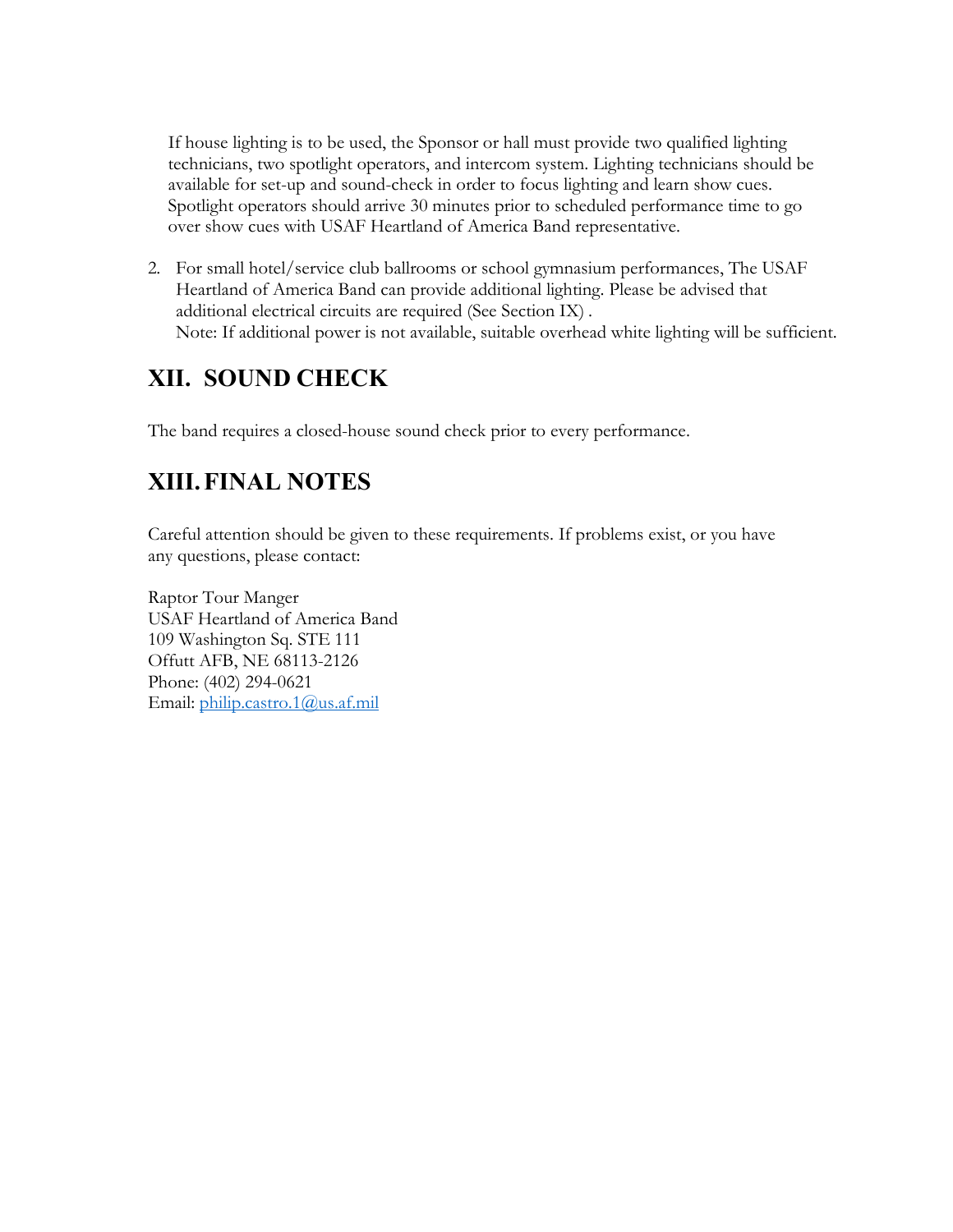If house lighting is to be used, the Sponsor or hall must provide two qualified lighting technicians, two spotlight operators, and intercom system. Lighting technicians should be available for set-up and sound-check in order to focus lighting and learn show cues. Spotlight operators should arrive 30 minutes prior to scheduled performance time to go over show cues with USAF Heartland of America Band representative.

2. For small hotel/service club ballrooms or school gymnasium performances, The USAF Heartland of America Band can provide additional lighting. Please be advised that additional electrical circuits are required (See Section IX) .
   Note: If additional power is not available, suitable overhead white lighting will be sufficient.

## XII. SOUND CHECK

The band requires a closed-house sound check prior to every performance.

## XIII. FINAL NOTES

Careful attention should be given to these requirements. If problems exist, or you have any questions, please contact:

Raptor Tour Manger
USAF Heartland of America Band
109 Washington Sq. STE 111
Offutt AFB, NE 68113-2126
Phone: (402) 294-0621
Email: philip.castro.1@us.af.mil